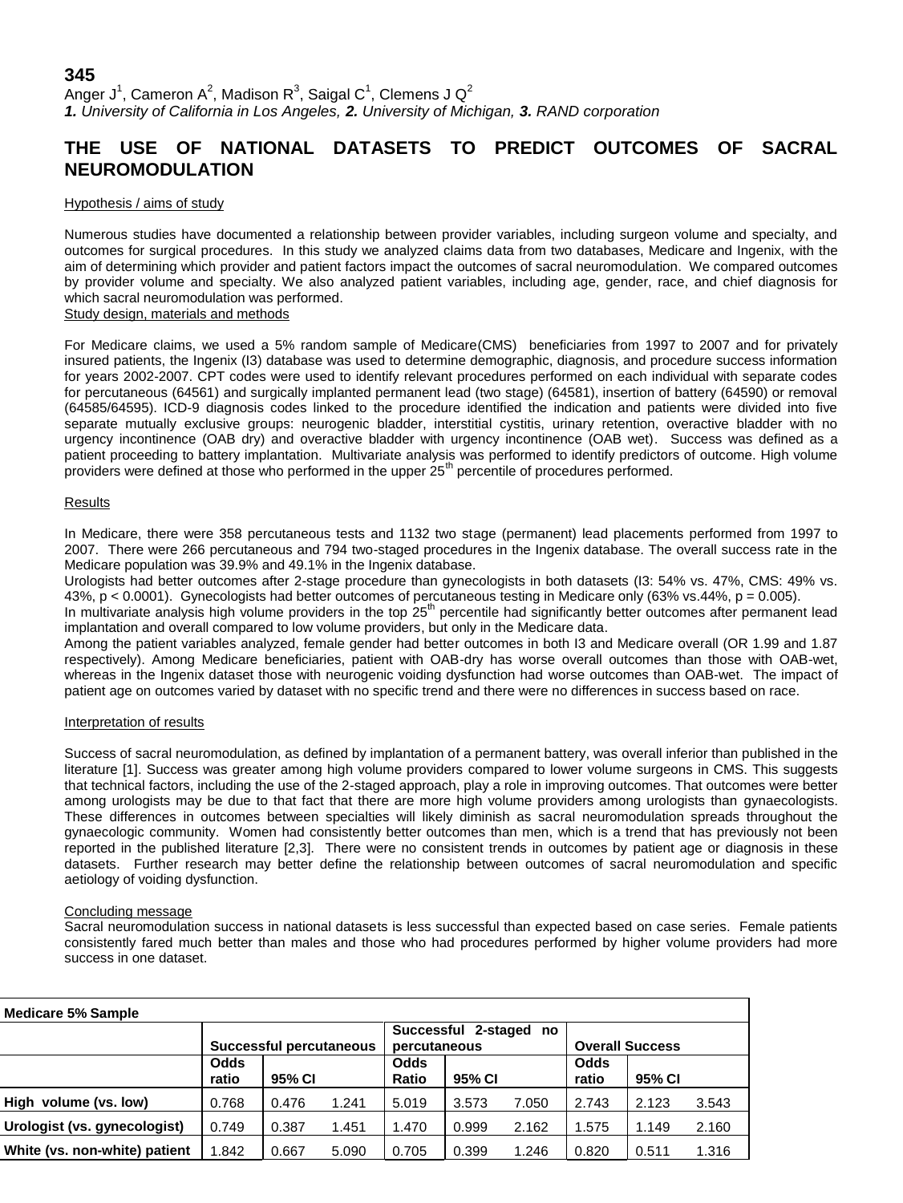**345**

Anger J[1], Cameron A[2], Madison R[3], Saigal C[1], Clemens J Q[2]

***1.** University of California in Los Angeles, **2.** University of Michigan, **3.** RAND corporation*

# THE USE OF NATIONAL DATASETS TO PREDICT OUTCOMES OF SACRAL NEUROMODULATION

## Hypothesis / aims of study

Numerous studies have documented a relationship between provider variables, including surgeon volume and specialty, and outcomes for surgical procedures. In this study we analyzed claims data from two databases, Medicare and Ingenix, with the aim of determining which provider and patient factors impact the outcomes of sacral neuromodulation. We compared outcomes by provider volume and specialty. We also analyzed patient variables, including age, gender, race, and chief diagnosis for which sacral neuromodulation was performed.

## Study design, materials and methods

For Medicare claims, we used a 5% random sample of Medicare(CMS) beneficiaries from 1997 to 2007 and for privately insured patients, the Ingenix (I3) database was used to determine demographic, diagnosis, and procedure success information for years 2002-2007. CPT codes were used to identify relevant procedures performed on each individual with separate codes for percutaneous (64561) and surgically implanted permanent lead (two stage) (64581), insertion of battery (64590) or removal (64585/64595). ICD-9 diagnosis codes linked to the procedure identified the indication and patients were divided into five separate mutually exclusive groups: neurogenic bladder, interstitial cystitis, urinary retention, overactive bladder with no urgency incontinence (OAB dry) and overactive bladder with urgency incontinence (OAB wet). Success was defined as a patient proceeding to battery implantation. Multivariate analysis was performed to identify predictors of outcome. High volume providers were defined at those who performed in the upper 25th percentile of procedures performed.

## Results

In Medicare, there were 358 percutaneous tests and 1132 two stage (permanent) lead placements performed from 1997 to 2007. There were 266 percutaneous and 794 two-staged procedures in the Ingenix database. The overall success rate in the Medicare population was 39.9% and 49.1% in the Ingenix database.

Urologists had better outcomes after 2-stage procedure than gynecologists in both datasets (I3: 54% vs. 47%, CMS: 49% vs. 43%, $p < 0.0001$). Gynecologists had better outcomes of percutaneous testing in Medicare only (63% vs.44%, $p = 0.005$).

In multivariate analysis high volume providers in the top 25th percentile had significantly better outcomes after permanent lead implantation and overall compared to low volume providers, but only in the Medicare data.

Among the patient variables analyzed, female gender had better outcomes in both I3 and Medicare overall (OR 1.99 and 1.87 respectively). Among Medicare beneficiaries, patient with OAB-dry has worse overall outcomes than those with OAB-wet, whereas in the Ingenix dataset those with neurogenic voiding dysfunction had worse outcomes than OAB-wet. The impact of patient age on outcomes varied by dataset with no specific trend and there were no differences in success based on race.

## Interpretation of results

Success of sacral neuromodulation, as defined by implantation of a permanent battery, was overall inferior than published in the literature [1]. Success was greater among high volume providers compared to lower volume surgeons in CMS. This suggests that technical factors, including the use of the 2-staged approach, play a role in improving outcomes. That outcomes were better among urologists may be due to that fact that there are more high volume providers among urologists than gynaecologists. These differences in outcomes between specialties will likely diminish as sacral neuromodulation spreads throughout the gynaecologic community. Women had consistently better outcomes than men, which is a trend that has previously not been reported in the published literature [2,3]. There were no consistent trends in outcomes by patient age or diagnosis in these datasets. Further research may better define the relationship between outcomes of sacral neuromodulation and specific aetiology of voiding dysfunction.

## Concluding message

Sacral neuromodulation success in national datasets is less successful than expected based on case series. Female patients consistently fared much better than males and those who had procedures performed by higher volume providers had more success in one dataset.

| Medicare 5% Sample | | | | | | | | | |
|---|---|---|---|---|---|---|---|---|---|
| | Successful percutaneous | | | Successful 2-staged no percutaneous | | | Overall Success | | |
| | Odds ratio | 95% CI | | Odds Ratio | 95% CI | | Odds ratio | 95% CI | |
| High volume (vs. low) | 0.768 | 0.476 | 1.241 | 5.019 | 3.573 | 7.050 | 2.743 | 2.123 | 3.543 |
| Urologist (vs. gynecologist) | 0.749 | 0.387 | 1.451 | 1.470 | 0.999 | 2.162 | 1.575 | 1.149 | 2.160 |
| White (vs. non-white) patient | 1.842 | 0.667 | 5.090 | 0.705 | 0.399 | 1.246 | 0.820 | 0.511 | 1.316 |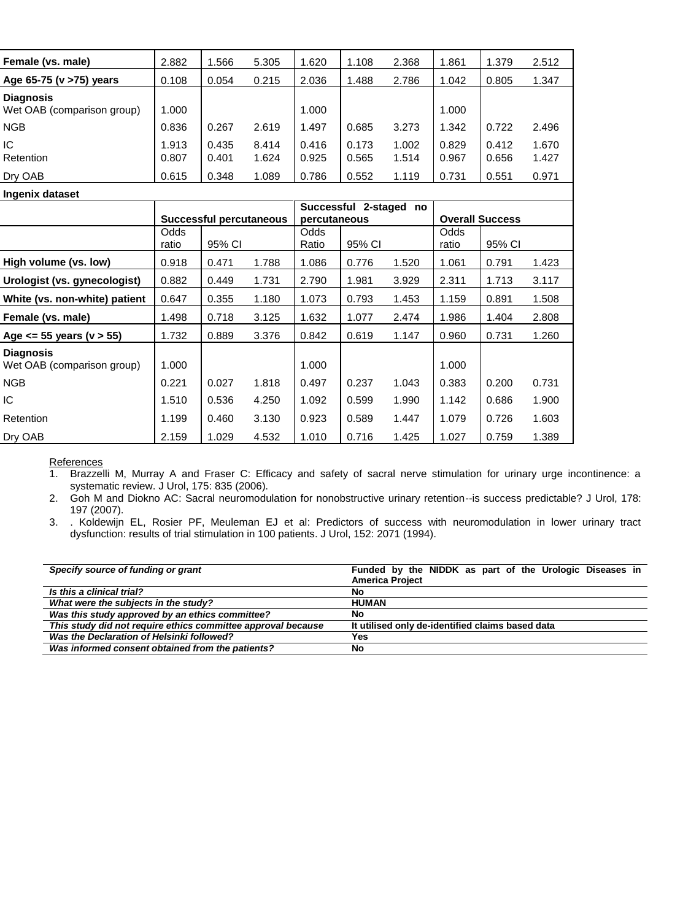| | | | | | | | | | |
|---|---|---|---|---|---|---|---|---|---|
| **Female (vs. male)** | 2.882 | 1.566 | 5.305 | 1.620 | 1.108 | 2.368 | 1.861 | 1.379 | 2.512 |
| **Age 65-75 (v >75) years** | 0.108 | 0.054 | 0.215 | 2.036 | 1.488 | 2.786 | 1.042 | 0.805 | 1.347 |
| **Diagnosis** Wet OAB (comparison group) | 1.000 | | | 1.000 | | | 1.000 | | |
| NGB | 0.836 | 0.267 | 2.619 | 1.497 | 0.685 | 3.273 | 1.342 | 0.722 | 2.496 |
| IC | 1.913 | 0.435 | 8.414 | 0.416 | 0.173 | 1.002 | 0.829 | 0.412 | 1.670 |
| Retention | 0.807 | 0.401 | 1.624 | 0.925 | 0.565 | 1.514 | 0.967 | 0.656 | 1.427 |
| Dry OAB | 0.615 | 0.348 | 1.089 | 0.786 | 0.552 | 1.119 | 0.731 | 0.551 | 0.971 |
| **Ingenix dataset** | | | | | | | | | |
| | **Successful percutaneous** | | | **Successful 2-staged no percutaneous** | | | **Overall Success** | | |
| | Odds ratio | 95% CI | | Odds Ratio | 95% CI | | Odds ratio | 95% CI | |
| **High volume (vs. low)** | 0.918 | 0.471 | 1.788 | 1.086 | 0.776 | 1.520 | 1.061 | 0.791 | 1.423 |
| **Urologist (vs. gynecologist)** | 0.882 | 0.449 | 1.731 | 2.790 | 1.981 | 3.929 | 2.311 | 1.713 | 3.117 |
| **White (vs. non-white) patient** | 0.647 | 0.355 | 1.180 | 1.073 | 0.793 | 1.453 | 1.159 | 0.891 | 1.508 |
| **Female (vs. male)** | 1.498 | 0.718 | 3.125 | 1.632 | 1.077 | 2.474 | 1.986 | 1.404 | 2.808 |
| **Age <= 55 years (v > 55)** | 1.732 | 0.889 | 3.376 | 0.842 | 0.619 | 1.147 | 0.960 | 0.731 | 1.260 |
| **Diagnosis** Wet OAB (comparison group) | 1.000 | | | 1.000 | | | 1.000 | | |
| NGB | 0.221 | 0.027 | 1.818 | 0.497 | 0.237 | 1.043 | 0.383 | 0.200 | 0.731 |
| IC | 1.510 | 0.536 | 4.250 | 1.092 | 0.599 | 1.990 | 1.142 | 0.686 | 1.900 |
| Retention | 1.199 | 0.460 | 3.130 | 0.923 | 0.589 | 1.447 | 1.079 | 0.726 | 1.603 |
| Dry OAB | 2.159 | 1.029 | 4.532 | 1.010 | 0.716 | 1.425 | 1.027 | 0.759 | 1.389 |

References

1. Brazzelli M, Murray A and Fraser C: Efficacy and safety of sacral nerve stimulation for urinary urge incontinence: a systematic review. J Urol, 175: 835 (2006).
2. Goh M and Diokno AC: Sacral neuromodulation for nonobstructive urinary retention--is success predictable? J Urol, 178: 197 (2007).
3. . Koldewijn EL, Rosier PF, Meuleman EJ et al: Predictors of success with neuromodulation in lower urinary tract dysfunction: results of trial stimulation in 100 patients. J Urol, 152: 2071 (1994).

| | |
|---|---|
| ***Specify source of funding or grant*** | **Funded by the NIDDK as part of the Urologic Diseases in America Project** |
| ***Is this a clinical trial?*** | **No** |
| ***What were the subjects in the study?*** | **HUMAN** |
| ***Was this study approved by an ethics committee?*** | **No** |
| ***This study did not require ethics committee approval because*** | **It utilised only de-identified claims based data** |
| ***Was the Declaration of Helsinki followed?*** | **Yes** |
| ***Was informed consent obtained from the patients?*** | **No** |